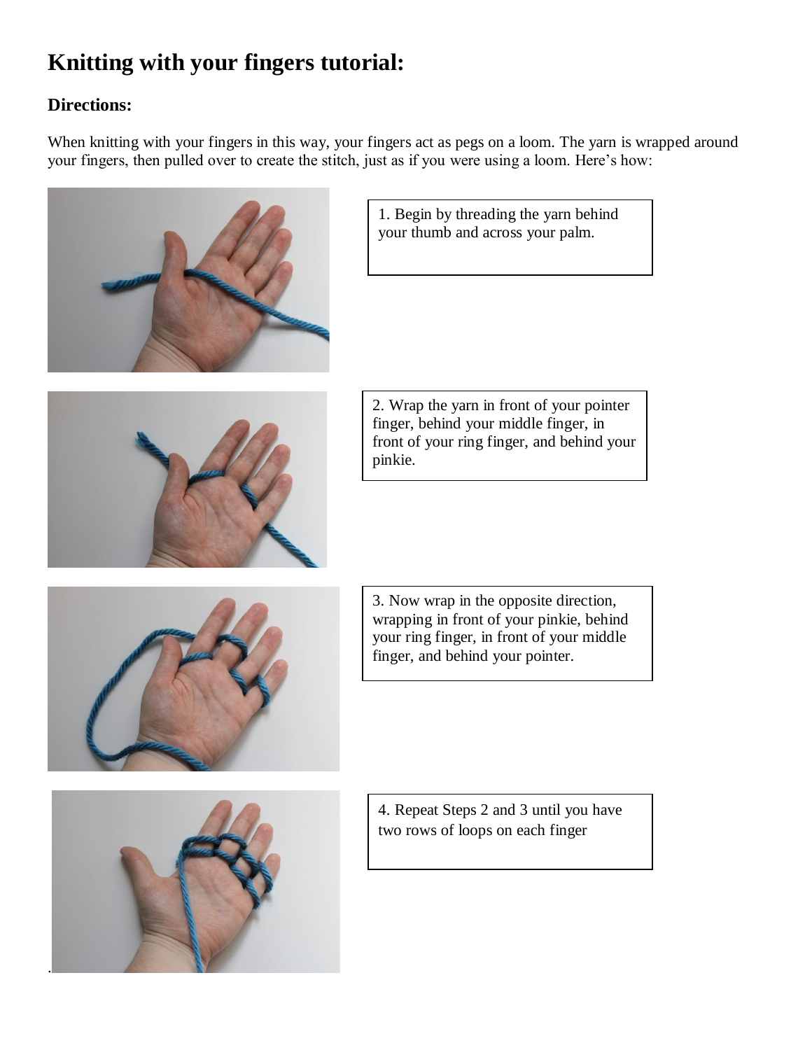# Knitting with your fingers tutorial:

## Directions:

When knitting with your fingers in this way, your fingers act as pegs on a loom. The yarn is wrapped around your fingers, then pulled over to create the stitch, just as if you were using a loom. Here's how:

1. Begin by threading the yarn behind your thumb and across your palm.

2. Wrap the yarn in front of your pointer finger, behind your middle finger, in front of your ring finger, and behind your pinkie.

3. Now wrap in the opposite direction, wrapping in front of your pinkie, behind your ring finger, in front of your middle finger, and behind your pointer.

4. Repeat Steps 2 and 3 until you have two rows of loops on each finger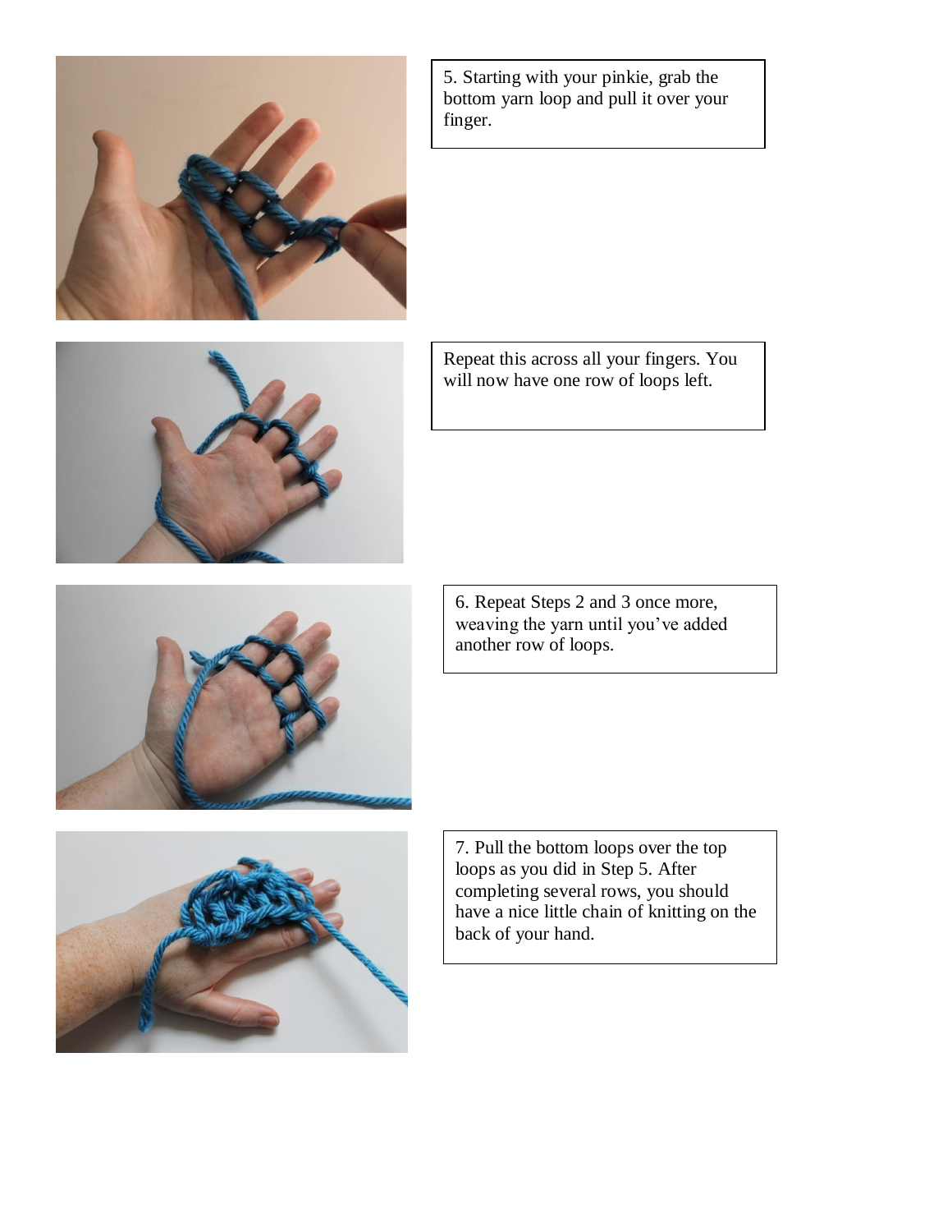5. Starting with your pinkie, grab the bottom yarn loop and pull it over your finger.

Repeat this across all your fingers. You will now have one row of loops left.

6. Repeat Steps 2 and 3 once more, weaving the yarn until you've added another row of loops.

7. Pull the bottom loops over the top loops as you did in Step 5. After completing several rows, you should have a nice little chain of knitting on the back of your hand.